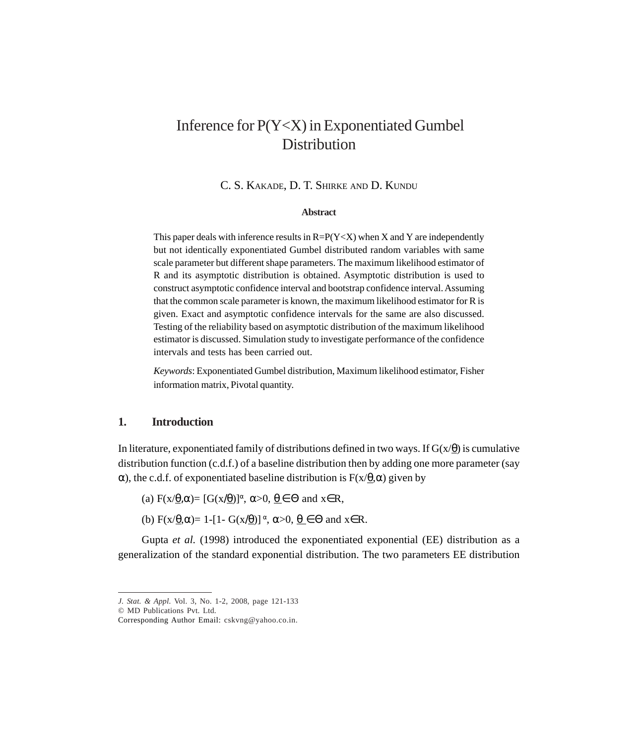# Inference for P(Y<X) in Exponentiated Gumbel Distribution

C. S. Kakade, D. T. Shirke and D. Kundu

**Abstract**

This paper deals with inference results in R=P(Y<X) when X and Y are independently but not identically exponentiated Gumbel distributed random variables with same scale parameter but different shape parameters. The maximum likelihood estimator of R and its asymptotic distribution is obtained. Asymptotic distribution is used to construct asymptotic confidence interval and bootstrap confidence interval. Assuming that the common scale parameter is known, the maximum likelihood estimator for R is given. Exact and asymptotic confidence intervals for the same are also discussed. Testing of the reliability based on asymptotic distribution of the maximum likelihood estimator is discussed. Simulation study to investigate performance of the confidence intervals and tests has been carried out.

*Keywords*: Exponentiated Gumbel distribution, Maximum likelihood estimator, Fisher information matrix, Pivotal quantity.

## 1. Introduction

In literature, exponentiated family of distributions defined in two ways. If $G(x/\underline{\theta})$ is cumulative distribution function (c.d.f.) of a baseline distribution then by adding one more parameter (say $\alpha$), the c.d.f. of exponentiated baseline distribution is $F(x/\underline{\theta},\alpha)$ given by

(a) $F(x/\underline{\theta},\alpha)= [G(x/\underline{\theta})]^{\alpha}$, $\alpha>0$, $\underline{\theta} \in \Theta$ and $x\in R$,

(b) $F(x/\underline{\theta},\alpha)= 1-[1- G(x/\underline{\theta})]^{\alpha}$, $\alpha>0$, $\underline{\theta} \in \Theta$ and $x\in R$.

Gupta *et al.* (1998) introduced the exponentiated exponential (EE) distribution as a generalization of the standard exponential distribution. The two parameters EE distribution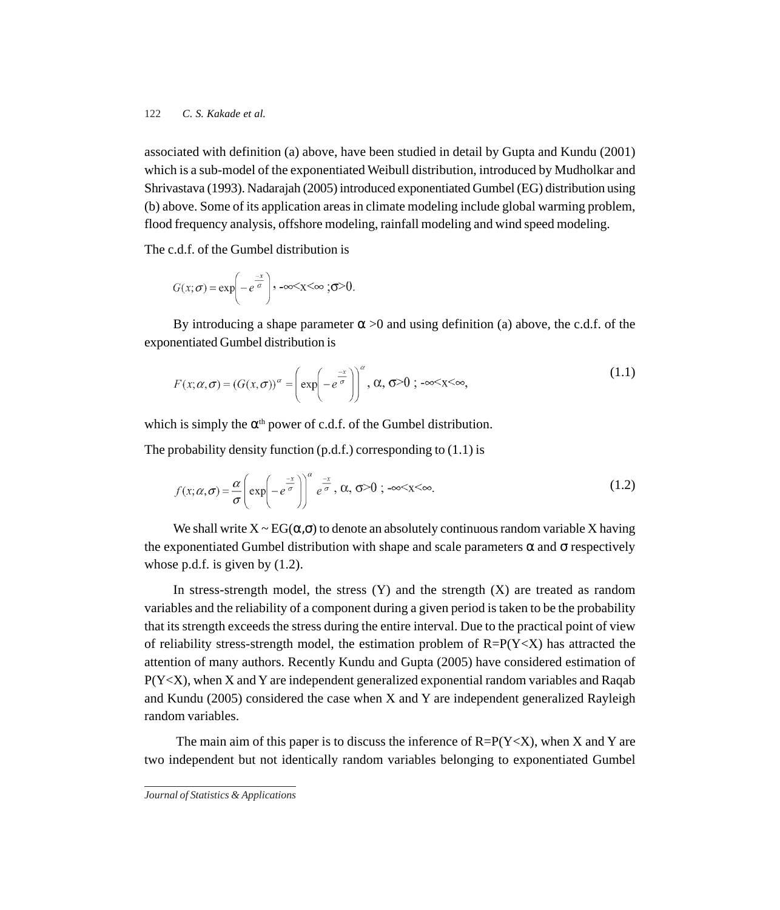associated with definition (a) above, have been studied in detail by Gupta and Kundu (2001) which is a sub-model of the exponentiated Weibull distribution, introduced by Mudholkar and Shrivastava (1993). Nadarajah (2005) introduced exponentiated Gumbel (EG) distribution using (b) above. Some of its application areas in climate modeling include global warming problem, flood frequency analysis, offshore modeling, rainfall modeling and wind speed modeling.

The c.d.f. of the Gumbel distribution is

$$G(x;\sigma) = \exp\left(-e^{\frac{-x}{\sigma}}\right), \; -\infty<x<\infty \;;\sigma>0.$$

By introducing a shape parameter $\alpha > 0$ and using definition (a) above, the c.d.f. of the exponentiated Gumbel distribution is

$$F(x;\alpha,\sigma) = (G(x,\sigma))^{\alpha} = \left(\exp\left(-e^{\frac{-x}{\sigma}}\right)\right)^{\alpha}, \; \alpha, \sigma>0 \; ; -\infty<x<\infty, \tag{1.1}$$

which is simply the $\alpha^{th}$ power of c.d.f. of the Gumbel distribution.

The probability density function (p.d.f.) corresponding to (1.1) is

$$f(x;\alpha,\sigma) = \frac{\alpha}{\sigma}\left(\exp\left(-e^{\frac{-x}{\sigma}}\right)\right)^{\alpha} e^{\frac{-x}{\sigma}}, \; \alpha, \sigma>0 \; ; -\infty<x<\infty. \tag{1.2}$$

We shall write $X \sim EG(\alpha,\sigma)$ to denote an absolutely continuous random variable X having the exponentiated Gumbel distribution with shape and scale parameters $\alpha$ and $\sigma$ respectively whose p.d.f. is given by (1.2).

In stress-strength model, the stress (Y) and the strength (X) are treated as random variables and the reliability of a component during a given period is taken to be the probability that its strength exceeds the stress during the entire interval. Due to the practical point of view of reliability stress-strength model, the estimation problem of $R=P(Y<X)$ has attracted the attention of many authors. Recently Kundu and Gupta (2005) have considered estimation of $P(Y<X)$, when X and Y are independent generalized exponential random variables and Raqab and Kundu (2005) considered the case when X and Y are independent generalized Rayleigh random variables.

The main aim of this paper is to discuss the inference of $R=P(Y<X)$, when X and Y are two independent but not identically random variables belonging to exponentiated Gumbel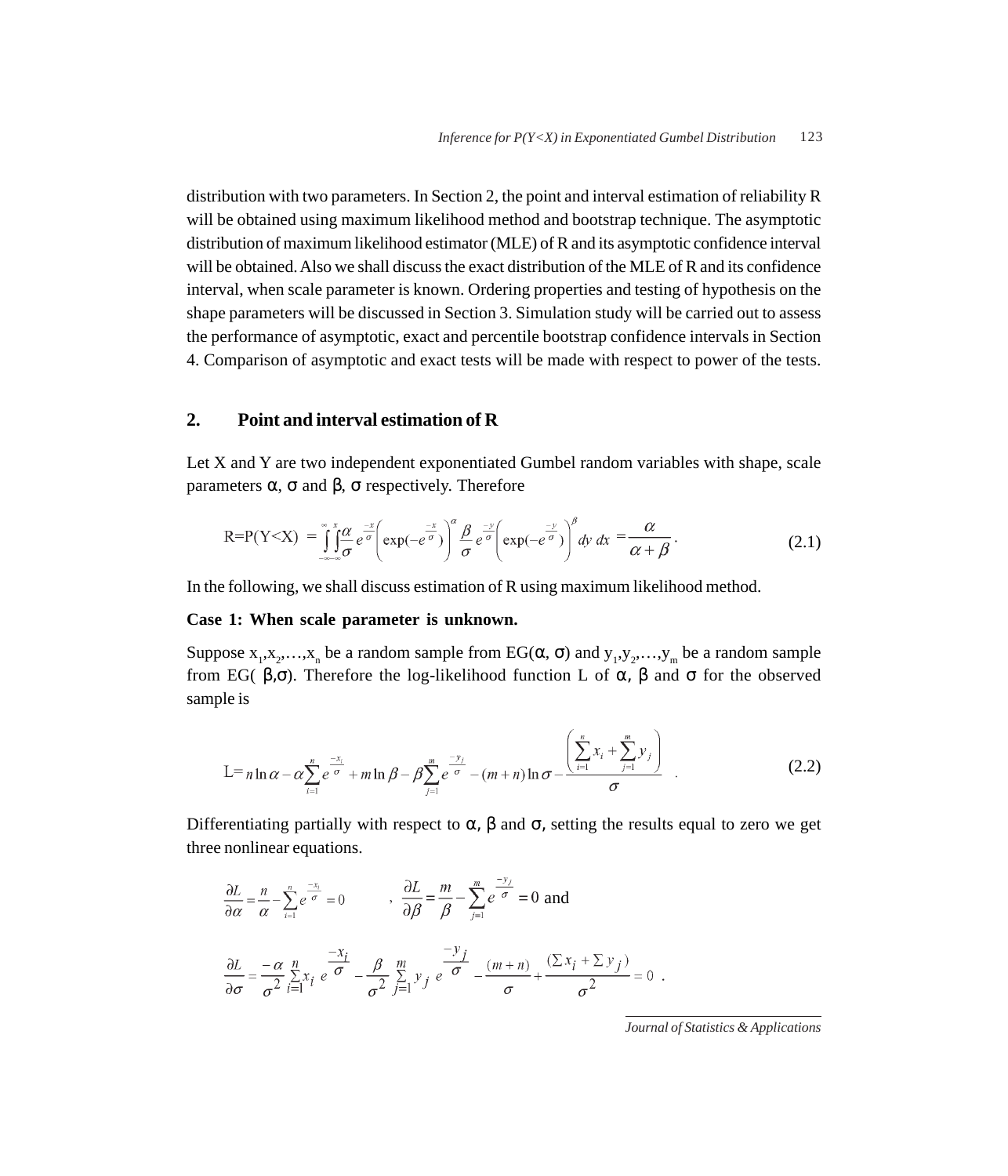distribution with two parameters. In Section 2, the point and interval estimation of reliability R will be obtained using maximum likelihood method and bootstrap technique. The asymptotic distribution of maximum likelihood estimator (MLE) of R and its asymptotic confidence interval will be obtained. Also we shall discuss the exact distribution of the MLE of R and its confidence interval, when scale parameter is known. Ordering properties and testing of hypothesis on the shape parameters will be discussed in Section 3. Simulation study will be carried out to assess the performance of asymptotic, exact and percentile bootstrap confidence intervals in Section 4. Comparison of asymptotic and exact tests will be made with respect to power of the tests.

## 2. Point and interval estimation of R

Let X and Y are two independent exponentiated Gumbel random variables with shape, scale parameters $\alpha$, $\sigma$ and $\beta$, $\sigma$ respectively. Therefore

$$R=P(Y<X) = \int_{-\infty}^{\infty}\int_{-\infty}^{x}\frac{\alpha}{\sigma}e^{\frac{-x}{\sigma}}\left(\exp(-e^{\frac{-x}{\sigma}})\right)^{\alpha}\frac{\beta}{\sigma}e^{\frac{-y}{\sigma}}\left(\exp(-e^{\frac{-y}{\sigma}})\right)^{\beta}dy\,dx = \frac{\alpha}{\alpha+\beta}. \tag{2.1}$$

In the following, we shall discuss estimation of R using maximum likelihood method.

**Case 1: When scale parameter is unknown.**

Suppose $x_1, x_2, \ldots, x_n$ be a random sample from EG($\alpha$, $\sigma$) and $y_1, y_2, \ldots, y_m$ be a random sample from EG( $\beta$,$\sigma$). Therefore the log-likelihood function L of $\alpha$, $\beta$ and $\sigma$ for the observed sample is

$$L= n\ln\alpha - \alpha\sum_{i=1}^{n}e^{\frac{-x_i}{\sigma}} + m\ln\beta - \beta\sum_{j=1}^{m}e^{\frac{-y_j}{\sigma}} - (m+n)\ln\sigma - \frac{\left(\sum_{i=1}^{n}x_i + \sum_{j=1}^{m}y_j\right)}{\sigma}. \tag{2.2}$$

Differentiating partially with respect to $\alpha$, $\beta$ and $\sigma$, setting the results equal to zero we get three nonlinear equations.

$$\frac{\partial L}{\partial\alpha} = \frac{n}{\alpha} - \sum_{i=1}^{n}e^{\frac{-x_i}{\sigma}} = 0 \qquad , \quad \frac{\partial L}{\partial\beta} = \frac{m}{\beta} - \sum_{j=1}^{m}e^{\frac{-y_j}{\sigma}} = 0 \text{ and}$$

$$\frac{\partial L}{\partial\sigma} = \frac{-\alpha}{\sigma^2}\sum_{i=1}^{n}x_i\, e^{\frac{-x_i}{\sigma}} - \frac{\beta}{\sigma^2}\sum_{j=1}^{m}y_j\, e^{\frac{-y_j}{\sigma}} - \frac{(m+n)}{\sigma} + \frac{(\sum x_i + \sum y_j)}{\sigma^2} = 0 .$$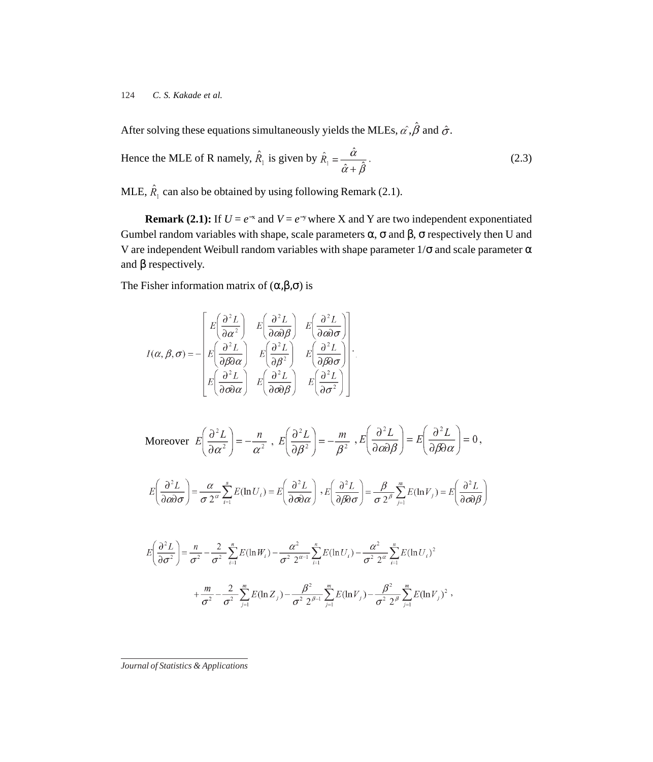After solving these equations simultaneously yields the MLEs, $\hat{\alpha}, \hat{\beta}$ and $\hat{\sigma}$.

Hence the MLE of R namely, $\hat{R}_1$ is given by $\hat{R}_1 = \dfrac{\hat{\alpha}}{\hat{\alpha} + \hat{\beta}}$. (2.3)

MLE, $\hat{R}_1$ can also be obtained by using following Remark (2.1).

**Remark (2.1):** If $U = e^{-x}$ and $V = e^{-y}$ where X and Y are two independent exponentiated Gumbel random variables with shape, scale parameters α, σ and β, σ respectively then U and V are independent Weibull random variables with shape parameter 1/σ and scale parameter α and β respectively.

The Fisher information matrix of (α,β,σ) is

$$I(\alpha,\beta,\sigma) = -\begin{bmatrix} E\left(\dfrac{\partial^2 L}{\partial \alpha^2}\right) & E\left(\dfrac{\partial^2 L}{\partial \alpha \partial \beta}\right) & E\left(\dfrac{\partial^2 L}{\partial \alpha \partial \sigma}\right) \\ E\left(\dfrac{\partial^2 L}{\partial \beta \partial \alpha}\right) & E\left(\dfrac{\partial^2 L}{\partial \beta^2}\right) & E\left(\dfrac{\partial^2 L}{\partial \beta \partial \sigma}\right) \\ E\left(\dfrac{\partial^2 L}{\partial \sigma \partial \alpha}\right) & E\left(\dfrac{\partial^2 L}{\partial \sigma \partial \beta}\right) & E\left(\dfrac{\partial^2 L}{\partial \sigma^2}\right) \end{bmatrix}.$$

Moreover $E\left(\dfrac{\partial^2 L}{\partial \alpha^2}\right) = -\dfrac{n}{\alpha^2}$ , $E\left(\dfrac{\partial^2 L}{\partial \beta^2}\right) = -\dfrac{m}{\beta^2}$ , $E\left(\dfrac{\partial^2 L}{\partial \alpha \partial \beta}\right) = E\left(\dfrac{\partial^2 L}{\partial \beta \partial \alpha}\right) = 0$,

$$E\left(\frac{\partial^2 L}{\partial \alpha \partial \sigma}\right) = \frac{\alpha}{\sigma\, 2^{\alpha}} \sum_{i=1}^{n} E(\ln U_i) = E\left(\frac{\partial^2 L}{\partial \sigma \partial \alpha}\right), \quad E\left(\frac{\partial^2 L}{\partial \beta \partial \sigma}\right) = \frac{\beta}{\sigma\, 2^{\beta}} \sum_{j=1}^{m} E(\ln V_j) = E\left(\frac{\partial^2 L}{\partial \sigma \partial \beta}\right)$$

$$E\left(\frac{\partial^2 L}{\partial \sigma^2}\right) = \frac{n}{\sigma^2} - \frac{2}{\sigma^2}\sum_{i=1}^{n} E(\ln W_i) - \frac{\alpha^2}{\sigma^2\, 2^{\alpha-1}}\sum_{i=1}^{n} E(\ln U_i) - \frac{\alpha^2}{\sigma^2\, 2^{\alpha}}\sum_{i=1}^{n} E(\ln U_i)^2$$

$$+\frac{m}{\sigma^2} - \frac{2}{\sigma^2}\sum_{j=1}^{m} E(\ln Z_j) - \frac{\beta^2}{\sigma^2\, 2^{\beta-1}}\sum_{j=1}^{m} E(\ln V_j) - \frac{\beta^2}{\sigma^2\, 2^{\beta}}\sum_{j=1}^{m} E(\ln V_j)^2,$$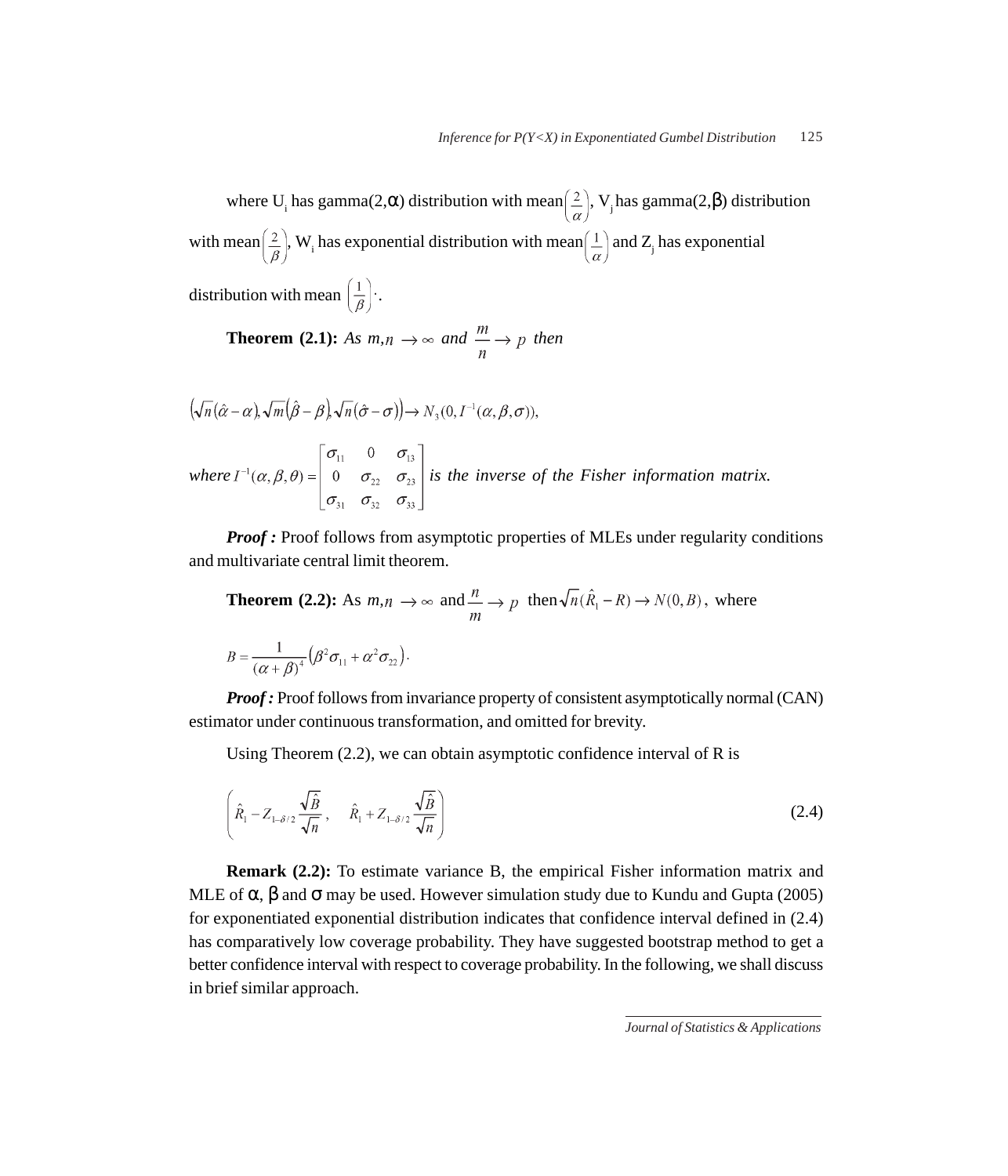where $U_i$ has gamma(2,α) distribution with mean$\left(\frac{2}{\alpha}\right)$, $V_j$ has gamma(2,β) distribution with mean$\left(\frac{2}{\beta}\right)$, $W_i$ has exponential distribution with mean$\left(\frac{1}{\alpha}\right)$ and $Z_j$ has exponential distribution with mean $\left(\frac{1}{\beta}\right)$.

**Theorem (2.1):** *As* $m,n \to \infty$ *and* $\frac{m}{n} \to p$ *then*

$$\left(\sqrt{n}(\hat{\alpha}-\alpha), \sqrt{m}\left(\hat{\beta}-\beta\right), \sqrt{n}(\hat{\sigma}-\sigma)\right) \to N_3(0, I^{-1}(\alpha,\beta,\sigma)),$$

*where* $I^{-1}(\alpha,\beta,\theta) = \begin{bmatrix} \sigma_{11} & 0 & \sigma_{13} \\ 0 & \sigma_{22} & \sigma_{23} \\ \sigma_{31} & \sigma_{32} & \sigma_{33} \end{bmatrix}$ *is the inverse of the Fisher information matrix.*

***Proof :*** Proof follows from asymptotic properties of MLEs under regularity conditions and multivariate central limit theorem.

**Theorem (2.2):** As $m,n \to \infty$ and $\frac{n}{m} \to p$ then $\sqrt{n}(\hat{R}_1 - R) \to N(0,B)$, where

$$B = \frac{1}{(\alpha+\beta)^4}\left(\beta^2\sigma_{11} + \alpha^2\sigma_{22}\right).$$

***Proof :*** Proof follows from invariance property of consistent asymptotically normal (CAN) estimator under continuous transformation, and omitted for brevity.

Using Theorem (2.2), we can obtain asymptotic confidence interval of R is

$$\left(\hat{R}_1 - Z_{1-\delta/2}\frac{\sqrt{\hat{B}}}{\sqrt{n}}, \quad \hat{R}_1 + Z_{1-\delta/2}\frac{\sqrt{\hat{B}}}{\sqrt{n}}\right) \tag{2.4}$$

**Remark (2.2):** To estimate variance B, the empirical Fisher information matrix and MLE of α, β and σ may be used. However simulation study due to Kundu and Gupta (2005) for exponentiated exponential distribution indicates that confidence interval defined in (2.4) has comparatively low coverage probability. They have suggested bootstrap method to get a better confidence interval with respect to coverage probability. In the following, we shall discuss in brief similar approach.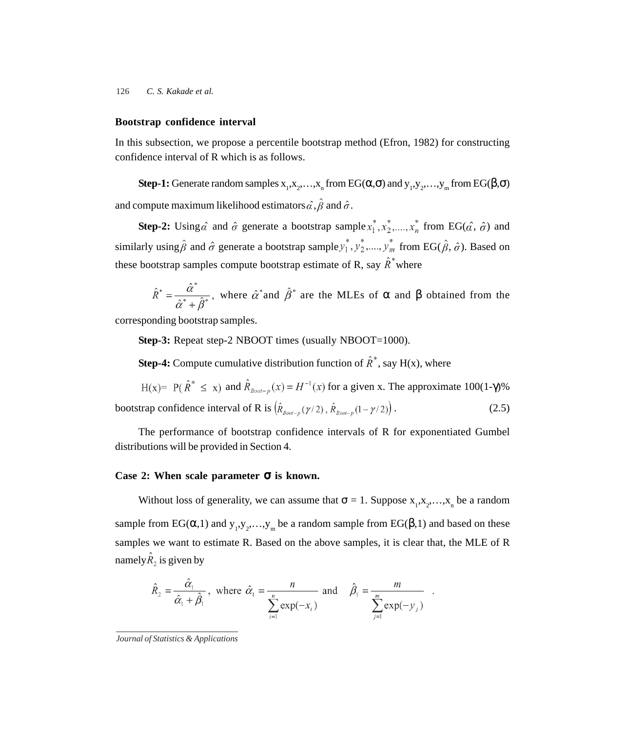**Bootstrap confidence interval**

In this subsection, we propose a percentile bootstrap method (Efron, 1982) for constructing confidence interval of R which is as follows.

**Step-1:** Generate random samples $x_1, x_2, \ldots, x_n$ from EG($\alpha$,$\sigma$) and $y_1, y_2, \ldots, y_m$ from EG($\beta$,$\sigma$) and compute maximum likelihood estimators $\hat{\alpha}, \hat{\beta}$ and $\hat{\sigma}$.

**Step-2:** Using $\hat{\alpha}$ and $\hat{\sigma}$ generate a bootstrap sample $x_1^*, x_2^*, \ldots, x_n^*$ from EG($\hat{\alpha}$, $\hat{\sigma}$) and similarly using $\hat{\beta}$ and $\hat{\sigma}$ generate a bootstrap sample $y_1^*, y_2^*, \ldots, y_m^*$ from EG($\hat{\beta}$, $\hat{\sigma}$). Based on these bootstrap samples compute bootstrap estimate of R, say $\hat{R}^*$ where

$$\hat{R}^* = \frac{\hat{\alpha}^*}{\hat{\alpha}^* + \hat{\beta}^*},$$ where $\hat{\alpha}^*$ and $\hat{\beta}^*$ are the MLEs of $\alpha$ and $\beta$ obtained from the corresponding bootstrap samples.

**Step-3:** Repeat step-2 NBOOT times (usually NBOOT=1000).

**Step-4:** Compute cumulative distribution function of $\hat{R}^*$, say H(x), where

$H(x) = P(\hat{R}^* \leq x)$ and $\hat{R}_{Boot-p}(x) = H^{-1}(x)$ for a given x. The approximate 100(1-$\gamma$)% bootstrap confidence interval of R is $\left(\hat{R}_{Boot-p}(\gamma/2), \hat{R}_{Boot-p}(1-\gamma/2)\right)$. (2.5)

The performance of bootstrap confidence intervals of R for exponentiated Gumbel distributions will be provided in Section 4.

**Case 2: When scale parameter $\sigma$ is known.**

Without loss of generality, we can assume that $\sigma = 1$. Suppose $x_1, x_2, \ldots, x_n$ be a random sample from EG($\alpha$,1) and $y_1, y_2, \ldots, y_m$ be a random sample from EG($\beta$,1) and based on these samples we want to estimate R. Based on the above samples, it is clear that, the MLE of R namely $\hat{R}_2$ is given by

$$\hat{R}_2 = \frac{\hat{\alpha}_1}{\hat{\alpha}_1 + \hat{\beta}_1}, \text{ where } \hat{\alpha}_1 = \frac{n}{\sum_{i=1}^{n} \exp(-x_i)} \text{ and } \hat{\beta}_1 = \frac{m}{\sum_{j=1}^{m} \exp(-y_j)}.$$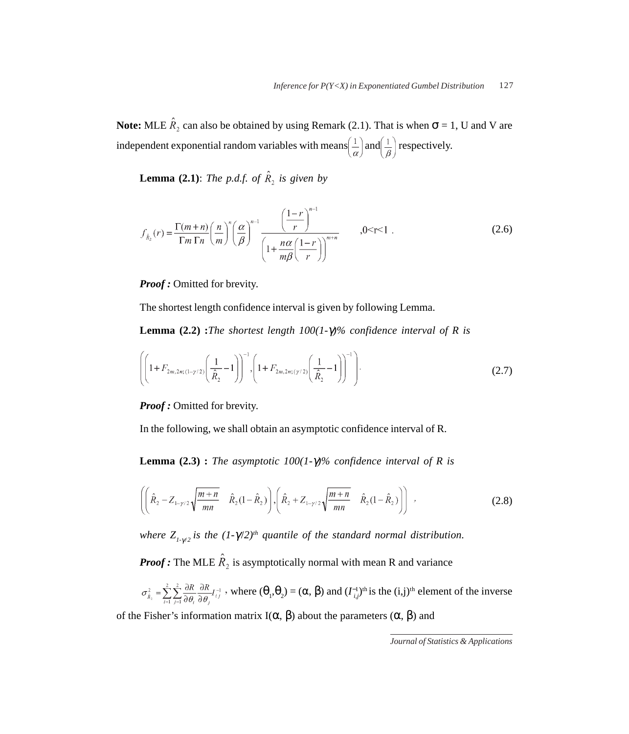**Note:** MLE $\hat{R}_2$ can also be obtained by using Remark (2.1). That is when $\sigma = 1$, U and V are independent exponential random variables with means $\left(\frac{1}{\alpha}\right)$ and $\left(\frac{1}{\beta}\right)$ respectively.

**Lemma (2.1)**: *The p.d.f. of $\hat{R}_2$ is given by*

$$f_{\hat{R}_2}(r) = \frac{\Gamma(m+n)}{\Gamma m \, \Gamma n}\left(\frac{n}{m}\right)^n \left(\frac{\alpha}{\beta}\right)^{n-1} \frac{\left(\frac{1-r}{r}\right)^{n-1}}{\left(1+\frac{n\alpha}{m\beta}\left(\frac{1-r}{r}\right)\right)^{m+n}} \qquad ,0<r<1 . \tag{2.6}$$

***Proof :*** Omitted for brevity.

The shortest length confidence interval is given by following Lemma.

**Lemma (2.2) :***The shortest length 100(1-γ)% confidence interval of R is*

$$\left(\left(1+F_{2m,2n;(1-\gamma/2)}\left(\frac{1}{\hat{R}_2}-1\right)\right)^{-1}, \left(1+F_{2m,2n;(\gamma/2)}\left(\frac{1}{\hat{R}_2}-1\right)\right)^{-1}\right). \tag{2.7}$$

***Proof :*** Omitted for brevity.

In the following, we shall obtain an asymptotic confidence interval of R.

**Lemma (2.3) :** *The asymptotic 100(1-γ)% confidence interval of R is*

$$\left(\left(\hat{R}_2 - Z_{1-\gamma/2}\sqrt{\frac{m+n}{mn}} \quad \hat{R}_2(1-\hat{R}_2)\right), \left(\hat{R}_2 + Z_{1-\gamma/2}\sqrt{\frac{m+n}{mn}} \quad \hat{R}_2(1-\hat{R}_2)\right)\right) , \tag{2.8}$$

*where $Z_{1-\gamma/2}$ is the $(1-\gamma/2)^{th}$ quantile of the standard normal distribution.*

***Proof :*** The MLE $\hat{R}_2$ is asymptotically normal with mean R and variance

$\sigma^2_{\hat{R}_2} = \sum_{i=1}^{2}\sum_{j=1}^{2}\frac{\partial R}{\partial \theta_i}\frac{\partial R}{\partial \theta_j}I^{-1}_{ij}$ , where $(\theta_1, \theta_2) = (\alpha, \beta)$ and $(I^{-1}_{i,j})^{th}$ is the $(i,j)^{th}$ element of the inverse of the Fisher's information matrix $I(\alpha, \beta)$ about the parameters $(\alpha, \beta)$ and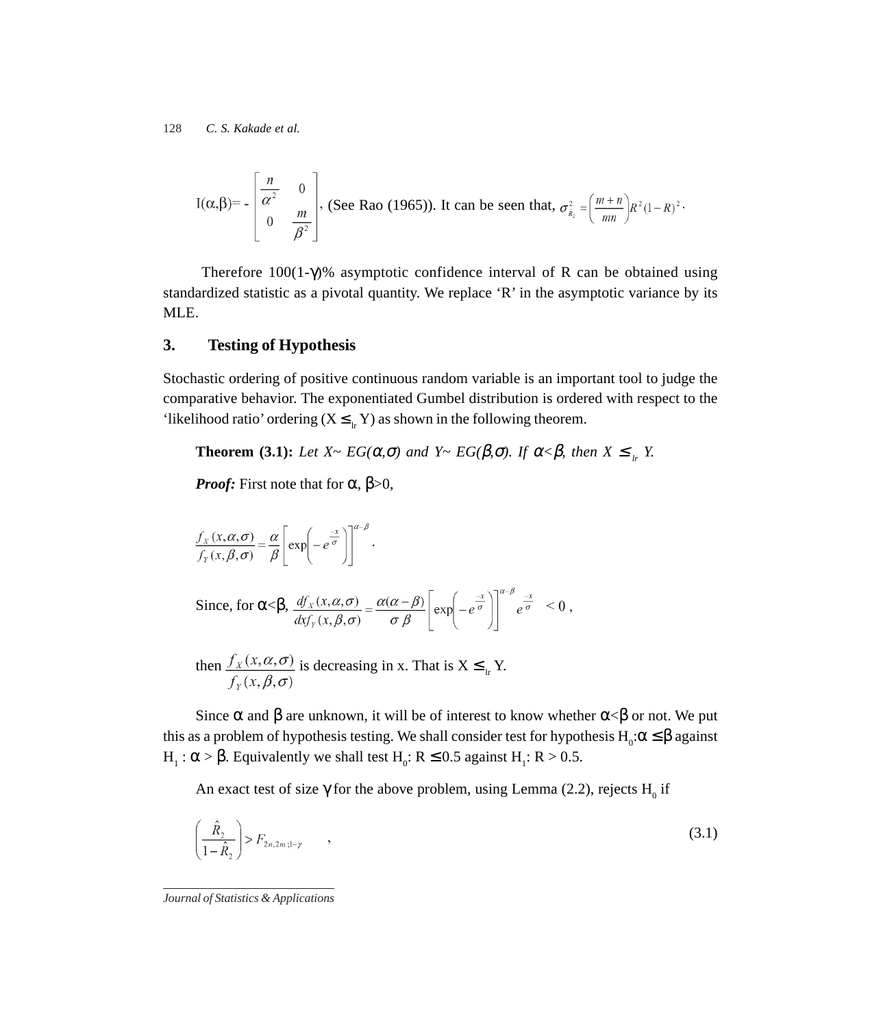$$I(\alpha,\beta) = -\begin{bmatrix} \dfrac{n}{\alpha^2} & 0 \\ 0 & \dfrac{m}{\beta^2} \end{bmatrix}$$, (See Rao (1965)). It can be seen that, $\sigma^2_{\hat{R}_2} = \left(\dfrac{m+n}{mn}\right) R^2(1-R)^2$.

Therefore 100(1-γ)% asymptotic confidence interval of R can be obtained using standardized statistic as a pivotal quantity. We replace 'R' in the asymptotic variance by its MLE.

## 3. Testing of Hypothesis

Stochastic ordering of positive continuous random variable is an important tool to judge the comparative behavior. The exponentiated Gumbel distribution is ordered with respect to the 'likelihood ratio' ordering ($X \le_{lr} Y$) as shown in the following theorem.

**Theorem (3.1):** *Let X~ EG(α,σ) and Y~ EG(β,σ). If α<β, then $X \le_{lr} Y$.*

***Proof:*** First note that for α, β>0,

$$\frac{f_X(x,\alpha,\sigma)}{f_Y(x,\beta,\sigma)} = \frac{\alpha}{\beta}\left[\exp\left(-e^{\frac{-x}{\sigma}}\right)\right]^{\alpha-\beta}.$$

Since, for α<β, $\dfrac{df_X(x,\alpha,\sigma)}{dx f_Y(x,\beta,\sigma)} = \dfrac{\alpha(\alpha-\beta)}{\sigma\,\beta}\left[\exp\left(-e^{\frac{-x}{\sigma}}\right)\right]^{\alpha-\beta} e^{\frac{-x}{\sigma}} < 0$ ,

then $\dfrac{f_X(x,\alpha,\sigma)}{f_Y(x,\beta,\sigma)}$ is decreasing in x. That is $X \le_{lr} Y$.

Since α and β are unknown, it will be of interest to know whether α<β or not. We put this as a problem of hypothesis testing. We shall consider test for hypothesis $H_0$:α ≤ β against $H_1$ : α > β. Equivalently we shall test $H_0$: R ≤ 0.5 against $H_1$: R > 0.5.

An exact test of size γ for the above problem, using Lemma (2.2), rejects $H_0$ if

$$\left(\frac{\hat{R}_2}{1-\hat{R}_2}\right) > F_{2n,2m;1-\gamma} \qquad , \tag{3.1}$$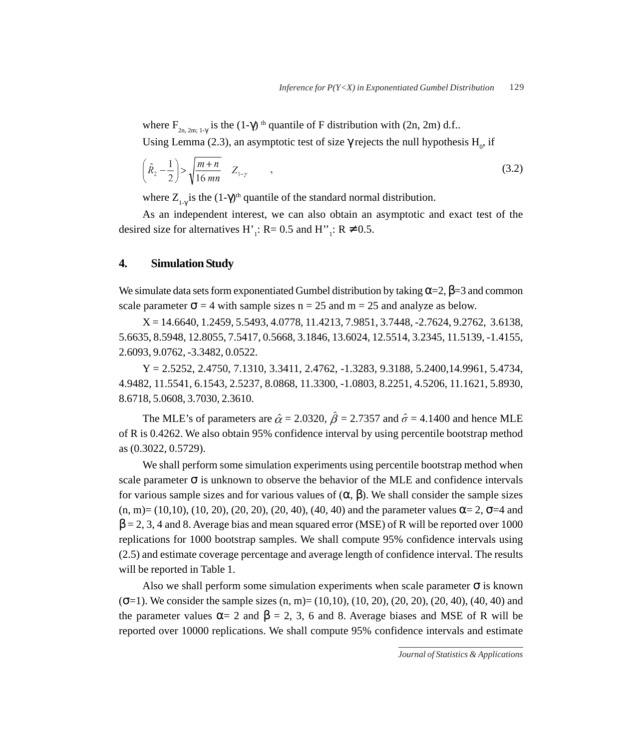where $F_{2n, 2m; 1-\gamma}$ is the $(1-\gamma)^{th}$ quantile of F distribution with (2n, 2m) d.f..

Using Lemma (2.3), an asymptotic test of size $\gamma$ rejects the null hypothesis $H_0$, if

$$\left(\hat{R}_2 - \frac{1}{2}\right) > \sqrt{\frac{m+n}{16\, mn}} \quad Z_{1-\gamma} \qquad , \tag{3.2}$$

where $Z_{1-\gamma}$ is the $(1-\gamma)^{th}$ quantile of the standard normal distribution.

As an independent interest, we can also obtain an asymptotic and exact test of the desired size for alternatives $H'_1$: R= 0.5 and $H''_1$: R $\neq$ 0.5.

## 4. Simulation Study

We simulate data sets form exponentiated Gumbel distribution by taking $\alpha$=2, $\beta$=3 and common scale parameter $\sigma$ = 4 with sample sizes n = 25 and m = 25 and analyze as below.

X = 14.6640, 1.2459, 5.5493, 4.0778, 11.4213, 7.9851, 3.7448, -2.7624, 9.2762, 3.6138, 5.6635, 8.5948, 12.8055, 7.5417, 0.5668, 3.1846, 13.6024, 12.5514, 3.2345, 11.5139, -1.4155, 2.6093, 9.0762, -3.3482, 0.0522.

Y = 2.5252, 2.4750, 7.1310, 3.3411, 2.4762, -1.3283, 9.3188, 5.2400,14.9961, 5.4734, 4.9482, 11.5541, 6.1543, 2.5237, 8.0868, 11.3300, -1.0803, 8.2251, 4.5206, 11.1621, 5.8930, 8.6718, 5.0608, 3.7030, 2.3610.

The MLE's of parameters are $\hat{\alpha}$ = 2.0320, $\hat{\beta}$ = 2.7357 and $\hat{\sigma}$ = 4.1400 and hence MLE of R is 0.4262. We also obtain 95% confidence interval by using percentile bootstrap method as (0.3022, 0.5729).

We shall perform some simulation experiments using percentile bootstrap method when scale parameter $\sigma$ is unknown to observe the behavior of the MLE and confidence intervals for various sample sizes and for various values of ($\alpha$, $\beta$). We shall consider the sample sizes (n, m)= (10,10), (10, 20), (20, 20), (20, 40), (40, 40) and the parameter values $\alpha$= 2, $\sigma$=4 and $\beta$ = 2, 3, 4 and 8. Average bias and mean squared error (MSE) of R will be reported over 1000 replications for 1000 bootstrap samples. We shall compute 95% confidence intervals using (2.5) and estimate coverage percentage and average length of confidence interval. The results will be reported in Table 1.

Also we shall perform some simulation experiments when scale parameter $\sigma$ is known ($\sigma$=1). We consider the sample sizes (n, m)= (10,10), (10, 20), (20, 20), (20, 40), (40, 40) and the parameter values $\alpha$= 2 and $\beta$ = 2, 3, 6 and 8. Average biases and MSE of R will be reported over 10000 replications. We shall compute 95% confidence intervals and estimate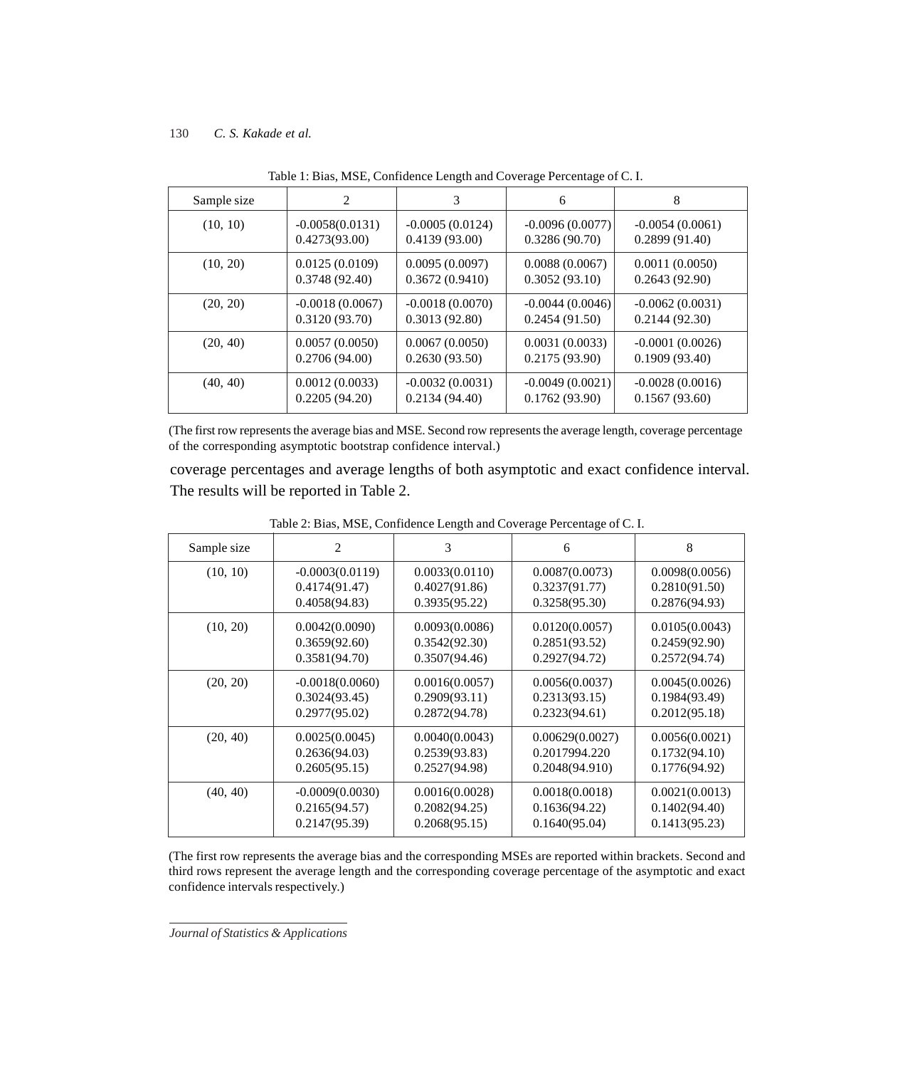Table 1: Bias, MSE, Confidence Length and Coverage Percentage of C. I.

| Sample size | 2 | 3 | 6 | 8 |
|---|---|---|---|---|
| (10, 10) | -0.0058(0.0131)<br>0.4273(93.00) | -0.0005 (0.0124)<br>0.4139 (93.00) | -0.0096 (0.0077)<br>0.3286 (90.70) | -0.0054 (0.0061)<br>0.2899 (91.40) |
| (10, 20) | 0.0125 (0.0109)<br>0.3748 (92.40) | 0.0095 (0.0097)<br>0.3672 (0.9410) | 0.0088 (0.0067)<br>0.3052 (93.10) | 0.0011 (0.0050)<br>0.2643 (92.90) |
| (20, 20) | -0.0018 (0.0067)<br>0.3120 (93.70) | -0.0018 (0.0070)<br>0.3013 (92.80) | -0.0044 (0.0046)<br>0.2454 (91.50) | -0.0062 (0.0031)<br>0.2144 (92.30) |
| (20, 40) | 0.0057 (0.0050)<br>0.2706 (94.00) | 0.0067 (0.0050)<br>0.2630 (93.50) | 0.0031 (0.0033)<br>0.2175 (93.90) | -0.0001 (0.0026)<br>0.1909 (93.40) |
| (40, 40) | 0.0012 (0.0033)<br>0.2205 (94.20) | -0.0032 (0.0031)<br>0.2134 (94.40) | -0.0049 (0.0021)<br>0.1762 (93.90) | -0.0028 (0.0016)<br>0.1567 (93.60) |

(The first row represents the average bias and MSE. Second row represents the average length, coverage percentage of the corresponding asymptotic bootstrap confidence interval.)

coverage percentages and average lengths of both asymptotic and exact confidence interval. The results will be reported in Table 2.

Table 2: Bias, MSE, Confidence Length and Coverage Percentage of C. I.

| Sample size | 2 | 3 | 6 | 8 |
|---|---|---|---|---|
| (10, 10) | -0.0003(0.0119)<br>0.4174(91.47)<br>0.4058(94.83) | 0.0033(0.0110)<br>0.4027(91.86)<br>0.3935(95.22) | 0.0087(0.0073)<br>0.3237(91.77)<br>0.3258(95.30) | 0.0098(0.0056)<br>0.2810(91.50)<br>0.2876(94.93) |
| (10, 20) | 0.0042(0.0090)<br>0.3659(92.60)<br>0.3581(94.70) | 0.0093(0.0086)<br>0.3542(92.30)<br>0.3507(94.46) | 0.0120(0.0057)<br>0.2851(93.52)<br>0.2927(94.72) | 0.0105(0.0043)<br>0.2459(92.90)<br>0.2572(94.74) |
| (20, 20) | -0.0018(0.0060)<br>0.3024(93.45)<br>0.2977(95.02) | 0.0016(0.0057)<br>0.2909(93.11)<br>0.2872(94.78) | 0.0056(0.0037)<br>0.2313(93.15)<br>0.2323(94.61) | 0.0045(0.0026)<br>0.1984(93.49)<br>0.2012(95.18) |
| (20, 40) | 0.0025(0.0045)<br>0.2636(94.03)<br>0.2605(95.15) | 0.0040(0.0043)<br>0.2539(93.83)<br>0.2527(94.98) | 0.00629(0.0027)<br>0.2017994.220<br>0.2048(94.910) | 0.0056(0.0021)<br>0.1732(94.10)<br>0.1776(94.92) |
| (40, 40) | -0.0009(0.0030)<br>0.2165(94.57)<br>0.2147(95.39) | 0.0016(0.0028)<br>0.2082(94.25)<br>0.2068(95.15) | 0.0018(0.0018)<br>0.1636(94.22)<br>0.1640(95.04) | 0.0021(0.0013)<br>0.1402(94.40)<br>0.1413(95.23) |

(The first row represents the average bias and the corresponding MSEs are reported within brackets. Second and third rows represent the average length and the corresponding coverage percentage of the asymptotic and exact confidence intervals respectively.)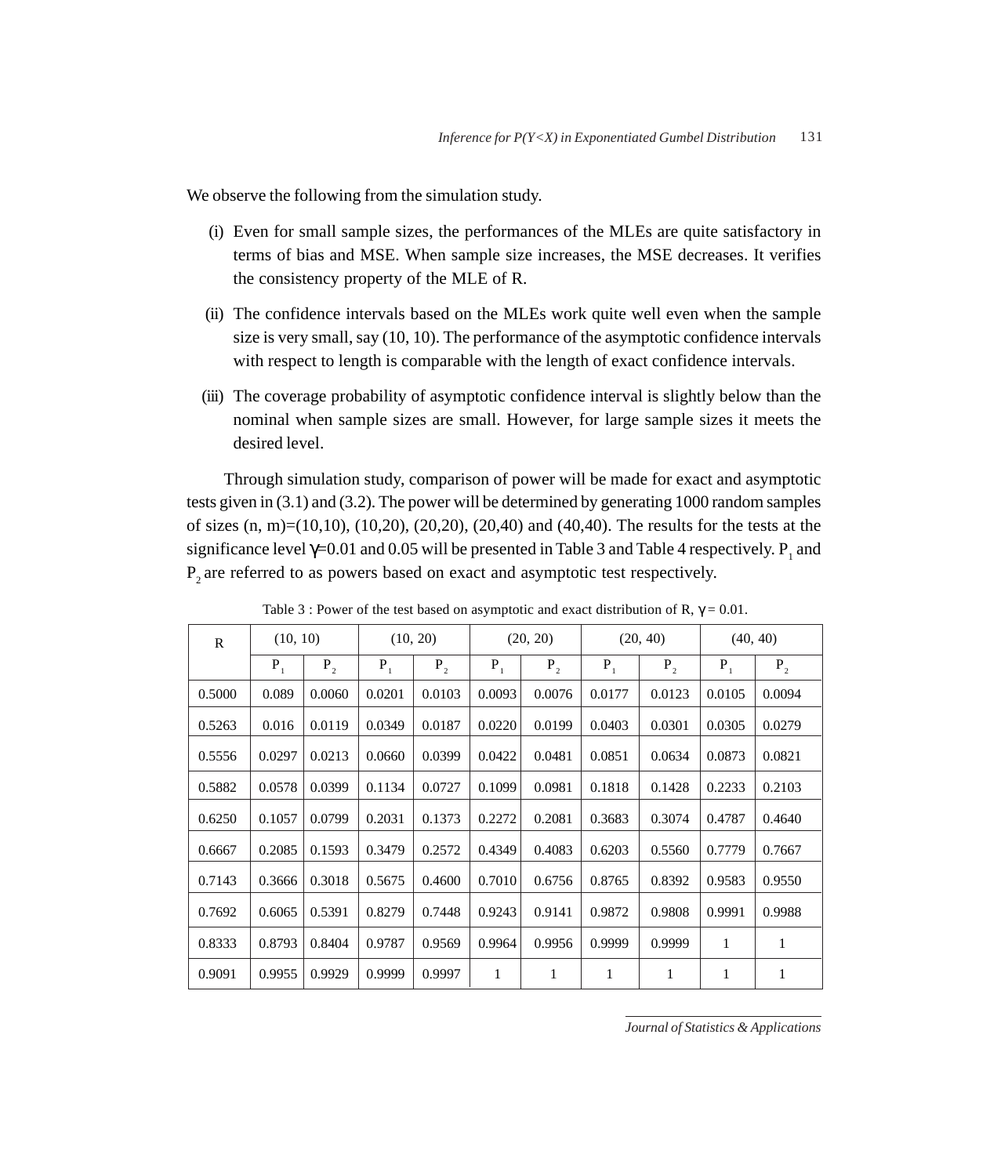We observe the following from the simulation study.

(i) Even for small sample sizes, the performances of the MLEs are quite satisfactory in terms of bias and MSE. When sample size increases, the MSE decreases. It verifies the consistency property of the MLE of R.

(ii) The confidence intervals based on the MLEs work quite well even when the sample size is very small, say (10, 10). The performance of the asymptotic confidence intervals with respect to length is comparable with the length of exact confidence intervals.

(iii) The coverage probability of asymptotic confidence interval is slightly below than the nominal when sample sizes are small. However, for large sample sizes it meets the desired level.

Through simulation study, comparison of power will be made for exact and asymptotic tests given in (3.1) and (3.2). The power will be determined by generating 1000 random samples of sizes (n, m)=(10,10), (10,20), (20,20), (20,40) and (40,40). The results for the tests at the significance level $\gamma$=0.01 and 0.05 will be presented in Table 3 and Table 4 respectively. $P_1$ and $P_2$ are referred to as powers based on exact and asymptotic test respectively.

Table 3 : Power of the test based on asymptotic and exact distribution of R, $\gamma = 0.01$.

| R | (10, 10) | | (10, 20) | | (20, 20) | | (20, 40) | | (40, 40) | |
|---|---|---|---|---|---|---|---|---|---|---|
| | $P_1$ | $P_2$ | $P_1$ | $P_2$ | $P_1$ | $P_2$ | $P_1$ | $P_2$ | $P_1$ | $P_2$ |
| 0.5000 | 0.089 | 0.0060 | 0.0201 | 0.0103 | 0.0093 | 0.0076 | 0.0177 | 0.0123 | 0.0105 | 0.0094 |
| 0.5263 | 0.016 | 0.0119 | 0.0349 | 0.0187 | 0.0220 | 0.0199 | 0.0403 | 0.0301 | 0.0305 | 0.0279 |
| 0.5556 | 0.0297 | 0.0213 | 0.0660 | 0.0399 | 0.0422 | 0.0481 | 0.0851 | 0.0634 | 0.0873 | 0.0821 |
| 0.5882 | 0.0578 | 0.0399 | 0.1134 | 0.0727 | 0.1099 | 0.0981 | 0.1818 | 0.1428 | 0.2233 | 0.2103 |
| 0.6250 | 0.1057 | 0.0799 | 0.2031 | 0.1373 | 0.2272 | 0.2081 | 0.3683 | 0.3074 | 0.4787 | 0.4640 |
| 0.6667 | 0.2085 | 0.1593 | 0.3479 | 0.2572 | 0.4349 | 0.4083 | 0.6203 | 0.5560 | 0.7779 | 0.7667 |
| 0.7143 | 0.3666 | 0.3018 | 0.5675 | 0.4600 | 0.7010 | 0.6756 | 0.8765 | 0.8392 | 0.9583 | 0.9550 |
| 0.7692 | 0.6065 | 0.5391 | 0.8279 | 0.7448 | 0.9243 | 0.9141 | 0.9872 | 0.9808 | 0.9991 | 0.9988 |
| 0.8333 | 0.8793 | 0.8404 | 0.9787 | 0.9569 | 0.9964 | 0.9956 | 0.9999 | 0.9999 | 1 | 1 |
| 0.9091 | 0.9955 | 0.9929 | 0.9999 | 0.9997 | 1 | 1 | 1 | 1 | 1 | 1 |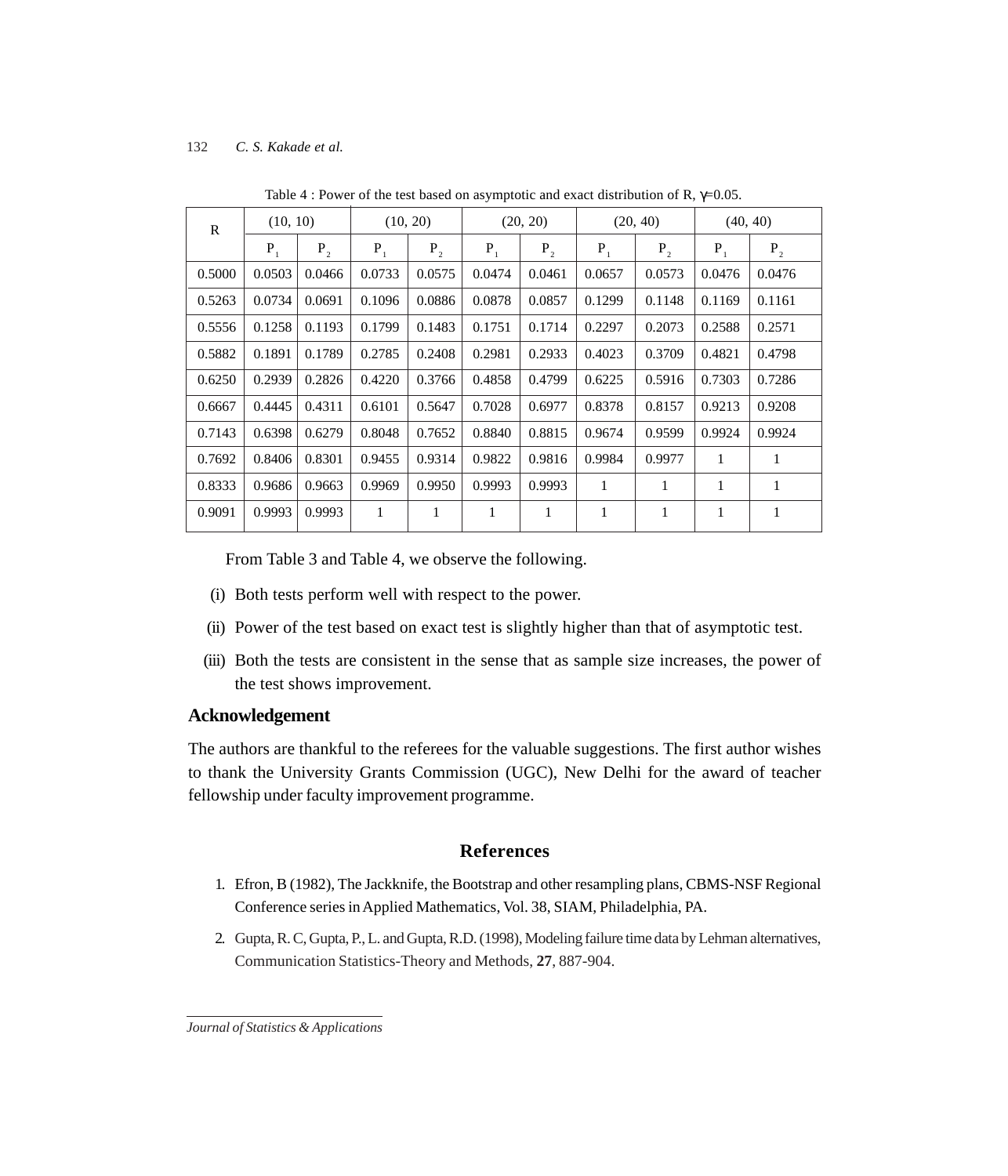Table 4 : Power of the test based on asymptotic and exact distribution of R, $\gamma$=0.05.

| R | (10, 10) | | (10, 20) | | (20, 20) | | (20, 40) | | (40, 40) | |
|---|---|---|---|---|---|---|---|---|---|---|
| | $P_1$ | $P_2$ | $P_1$ | $P_2$ | $P_1$ | $P_2$ | $P_1$ | $P_2$ | $P_1$ | $P_2$ |
| 0.5000 | 0.0503 | 0.0466 | 0.0733 | 0.0575 | 0.0474 | 0.0461 | 0.0657 | 0.0573 | 0.0476 | 0.0476 |
| 0.5263 | 0.0734 | 0.0691 | 0.1096 | 0.0886 | 0.0878 | 0.0857 | 0.1299 | 0.1148 | 0.1169 | 0.1161 |
| 0.5556 | 0.1258 | 0.1193 | 0.1799 | 0.1483 | 0.1751 | 0.1714 | 0.2297 | 0.2073 | 0.2588 | 0.2571 |
| 0.5882 | 0.1891 | 0.1789 | 0.2785 | 0.2408 | 0.2981 | 0.2933 | 0.4023 | 0.3709 | 0.4821 | 0.4798 |
| 0.6250 | 0.2939 | 0.2826 | 0.4220 | 0.3766 | 0.4858 | 0.4799 | 0.6225 | 0.5916 | 0.7303 | 0.7286 |
| 0.6667 | 0.4445 | 0.4311 | 0.6101 | 0.5647 | 0.7028 | 0.6977 | 0.8378 | 0.8157 | 0.9213 | 0.9208 |
| 0.7143 | 0.6398 | 0.6279 | 0.8048 | 0.7652 | 0.8840 | 0.8815 | 0.9674 | 0.9599 | 0.9924 | 0.9924 |
| 0.7692 | 0.8406 | 0.8301 | 0.9455 | 0.9314 | 0.9822 | 0.9816 | 0.9984 | 0.9977 | 1 | 1 |
| 0.8333 | 0.9686 | 0.9663 | 0.9969 | 0.9950 | 0.9993 | 0.9993 | 1 | 1 | 1 | 1 |
| 0.9091 | 0.9993 | 0.9993 | 1 | 1 | 1 | 1 | 1 | 1 | 1 | 1 |

From Table 3 and Table 4, we observe the following.

(i) Both tests perform well with respect to the power.

(ii) Power of the test based on exact test is slightly higher than that of asymptotic test.

(iii) Both the tests are consistent in the sense that as sample size increases, the power of the test shows improvement.

## Acknowledgement

The authors are thankful to the referees for the valuable suggestions. The first author wishes to thank the University Grants Commission (UGC), New Delhi for the award of teacher fellowship under faculty improvement programme.

## References

1. Efron, B (1982), The Jackknife, the Bootstrap and other resampling plans, CBMS-NSF Regional Conference series in Applied Mathematics, Vol. 38, SIAM, Philadelphia, PA.
2. Gupta, R. C, Gupta, P., L. and Gupta, R.D. (1998), Modeling failure time data by Lehman alternatives, Communication Statistics-Theory and Methods, **27**, 887-904.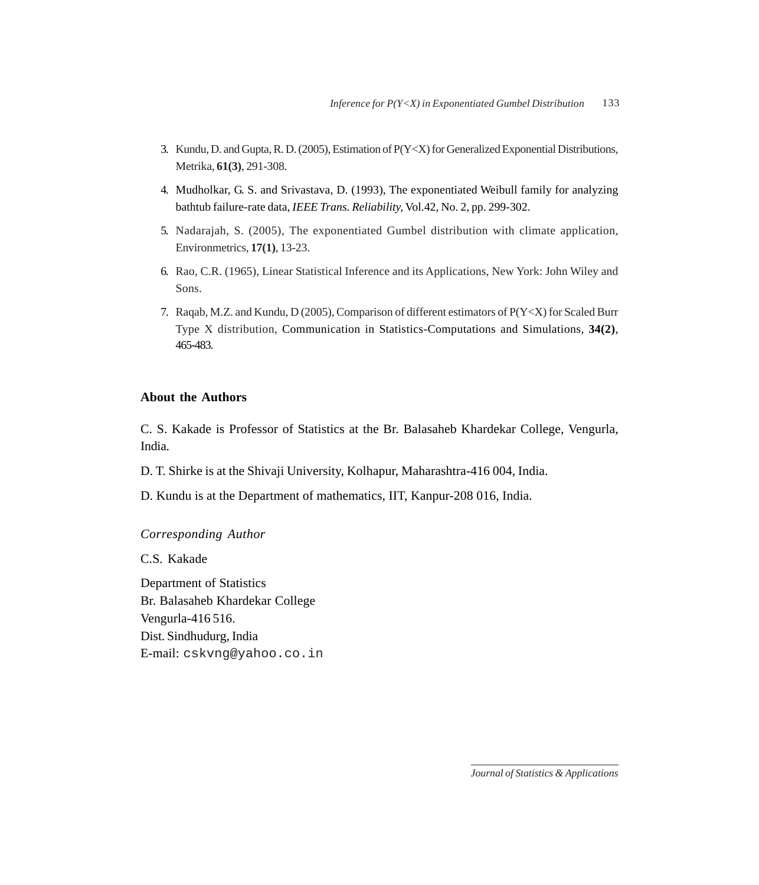3. Kundu, D. and Gupta, R. D. (2005), Estimation of P(Y<X) for Generalized Exponential Distributions, Metrika, **61(3)**, 291-308.

4. Mudholkar, G. S. and Srivastava, D. (1993), The exponentiated Weibull family for analyzing bathtub failure-rate data, *IEEE Trans. Reliability,* Vol.42, No. 2, pp. 299-302.

5. Nadarajah, S. (2005), The exponentiated Gumbel distribution with climate application, Environmetrics, **17(1)**, 13-23.

6. Rao, C.R. (1965), Linear Statistical Inference and its Applications, New York: John Wiley and Sons.

7. Raqab, M.Z. and Kundu, D (2005), Comparison of different estimators of P(Y<X) for Scaled Burr Type X distribution, Communication in Statistics-Computations and Simulations, **34(2)**, 465-483.

## About the Authors

C. S. Kakade is Professor of Statistics at the Br. Balasaheb Khardekar College, Vengurla, India.

D. T. Shirke is at the Shivaji University, Kolhapur, Maharashtra-416 004, India.

D. Kundu is at the Department of mathematics, IIT, Kanpur-208 016, India.

*Corresponding Author*

C.S. Kakade

Department of Statistics
Br. Balasaheb Khardekar College
Vengurla-416 516.
Dist. Sindhudurg, India
E-mail: cskvng@yahoo.co.in